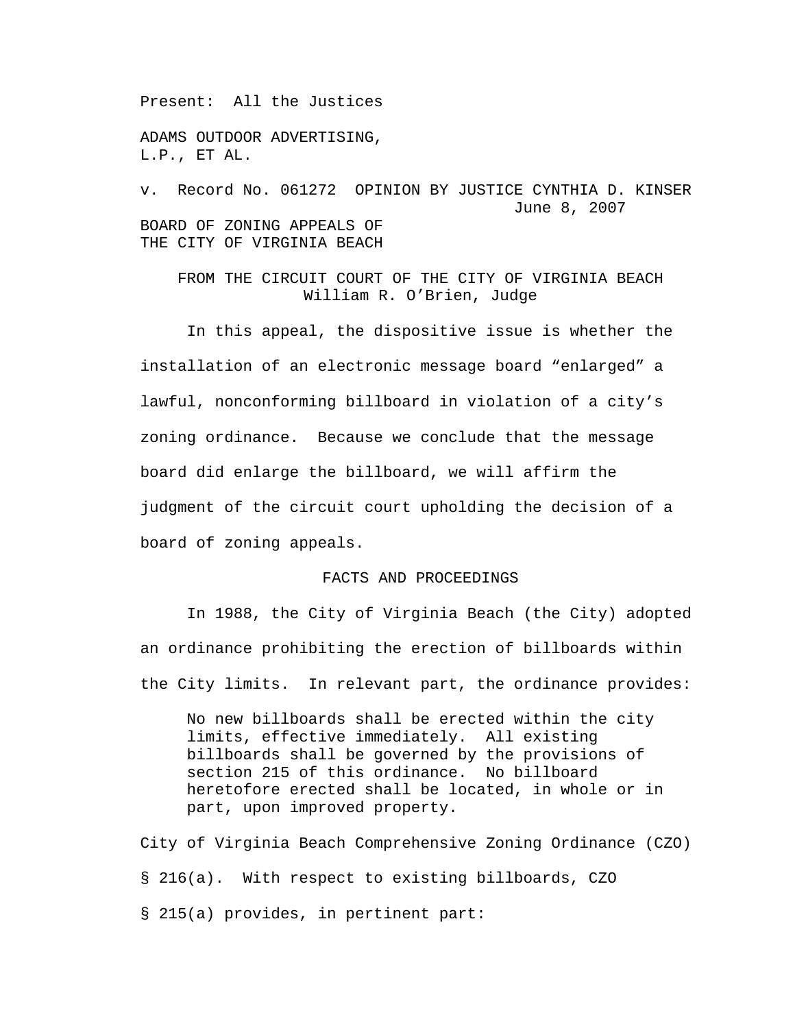Present: All the Justices

ADAMS OUTDOOR ADVERTISING, L.P., ET AL.

v. Record No. 061272 OPINION BY JUSTICE CYNTHIA D. KINSER
June 8, 2007

BOARD OF ZONING APPEALS OF THE CITY OF VIRGINIA BEACH

FROM THE CIRCUIT COURT OF THE CITY OF VIRGINIA BEACH
William R. O'Brien, Judge

In this appeal, the dispositive issue is whether the installation of an electronic message board "enlarged" a lawful, nonconforming billboard in violation of a city's zoning ordinance. Because we conclude that the message board did enlarge the billboard, we will affirm the judgment of the circuit court upholding the decision of a board of zoning appeals.

## FACTS AND PROCEEDINGS

In 1988, the City of Virginia Beach (the City) adopted an ordinance prohibiting the erection of billboards within the City limits. In relevant part, the ordinance provides:

> No new billboards shall be erected within the city limits, effective immediately. All existing billboards shall be governed by the provisions of section 215 of this ordinance. No billboard heretofore erected shall be located, in whole or in part, upon improved property.

City of Virginia Beach Comprehensive Zoning Ordinance (CZO) § 216(a). With respect to existing billboards, CZO § 215(a) provides, in pertinent part: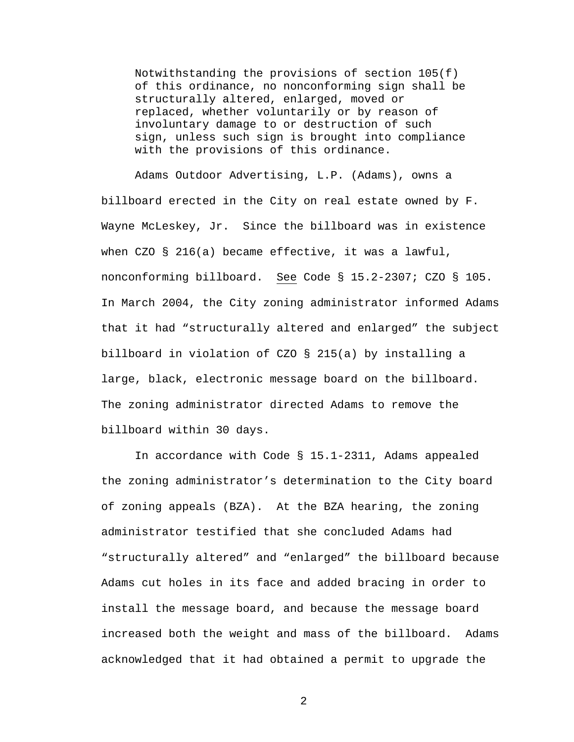> Notwithstanding the provisions of section 105(f) of this ordinance, no nonconforming sign shall be structurally altered, enlarged, moved or replaced, whether voluntarily or by reason of involuntary damage to or destruction of such sign, unless such sign is brought into compliance with the provisions of this ordinance.

Adams Outdoor Advertising, L.P. (Adams), owns a billboard erected in the City on real estate owned by F. Wayne McLeskey, Jr. Since the billboard was in existence when CZO § 216(a) became effective, it was a lawful, nonconforming billboard. See Code § 15.2-2307; CZO § 105. In March 2004, the City zoning administrator informed Adams that it had "structurally altered and enlarged" the subject billboard in violation of CZO § 215(a) by installing a large, black, electronic message board on the billboard. The zoning administrator directed Adams to remove the billboard within 30 days.

In accordance with Code § 15.1-2311, Adams appealed the zoning administrator's determination to the City board of zoning appeals (BZA). At the BZA hearing, the zoning administrator testified that she concluded Adams had "structurally altered" and "enlarged" the billboard because Adams cut holes in its face and added bracing in order to install the message board, and because the message board increased both the weight and mass of the billboard. Adams acknowledged that it had obtained a permit to upgrade the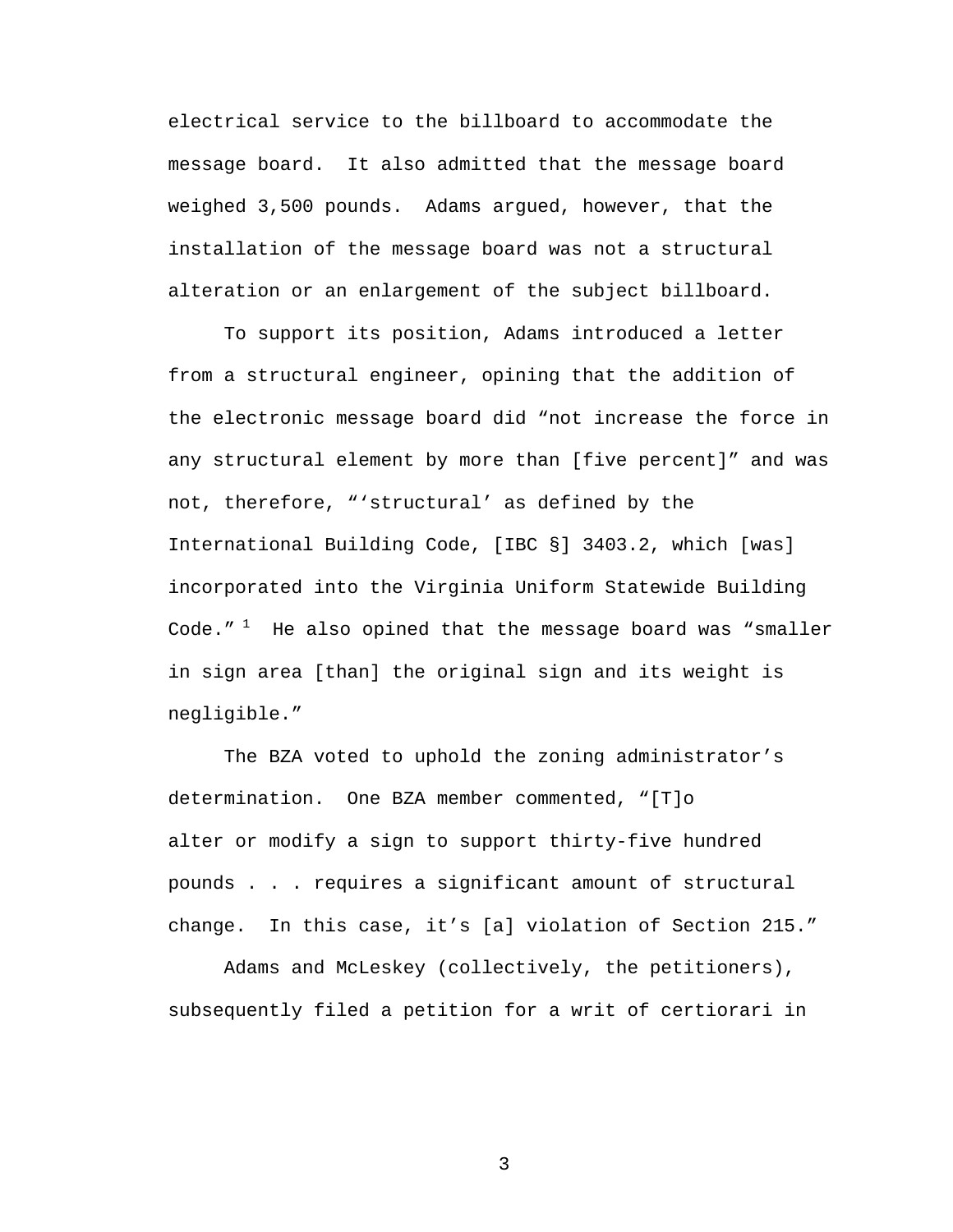electrical service to the billboard to accommodate the message board. It also admitted that the message board weighed 3,500 pounds. Adams argued, however, that the installation of the message board was not a structural alteration or an enlargement of the subject billboard.

To support its position, Adams introduced a letter from a structural engineer, opining that the addition of the electronic message board did "not increase the force in any structural element by more than [five percent]" and was not, therefore, "'structural' as defined by the International Building Code, [IBC §] 3403.2, which [was] incorporated into the Virginia Uniform Statewide Building Code." [1] He also opined that the message board was "smaller in sign area [than] the original sign and its weight is negligible."

The BZA voted to uphold the zoning administrator's determination. One BZA member commented, "[T]o alter or modify a sign to support thirty-five hundred pounds . . . requires a significant amount of structural change. In this case, it's [a] violation of Section 215."

Adams and McLeskey (collectively, the petitioners), subsequently filed a petition for a writ of certiorari in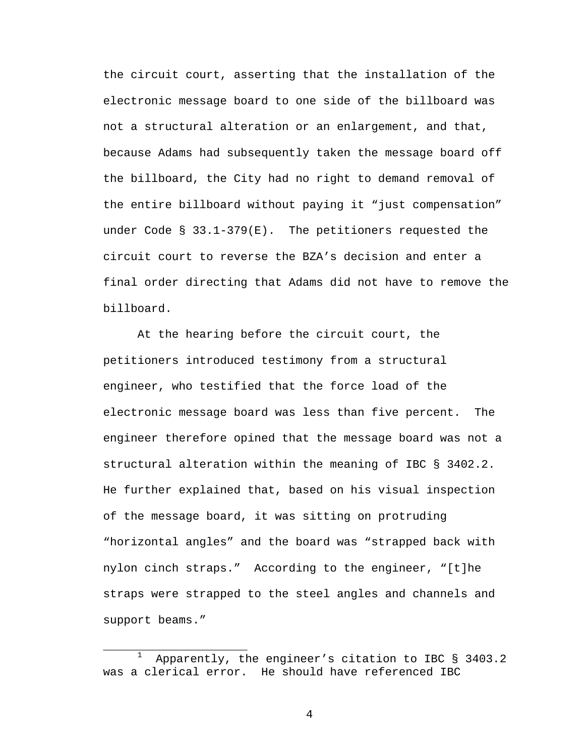the circuit court, asserting that the installation of the electronic message board to one side of the billboard was not a structural alteration or an enlargement, and that, because Adams had subsequently taken the message board off the billboard, the City had no right to demand removal of the entire billboard without paying it "just compensation" under Code § 33.1-379(E). The petitioners requested the circuit court to reverse the BZA's decision and enter a final order directing that Adams did not have to remove the billboard.

At the hearing before the circuit court, the petitioners introduced testimony from a structural engineer, who testified that the force load of the electronic message board was less than five percent. The engineer therefore opined that the message board was not a structural alteration within the meaning of IBC § 3402.2. He further explained that, based on his visual inspection of the message board, it was sitting on protruding "horizontal angles" and the board was "strapped back with nylon cinch straps." According to the engineer, "[t]he straps were strapped to the steel angles and channels and support beams."

---

[1] Apparently, the engineer's citation to IBC § 3403.2 was a clerical error. He should have referenced IBC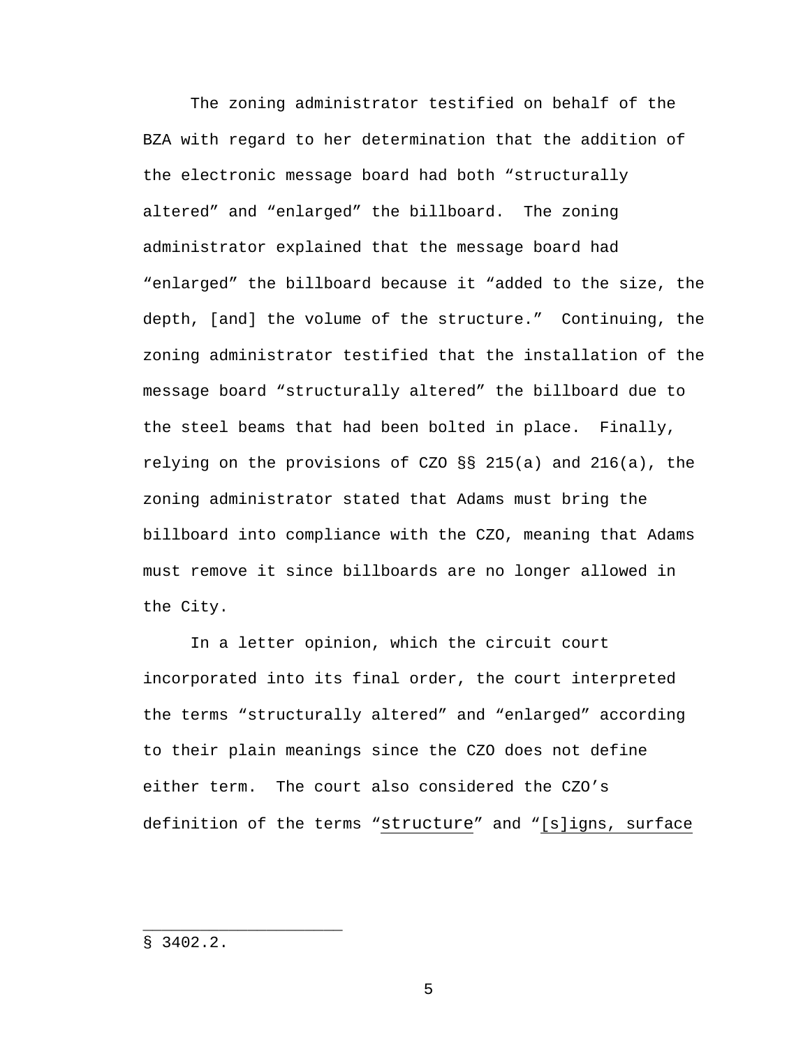The zoning administrator testified on behalf of the BZA with regard to her determination that the addition of the electronic message board had both "structurally altered" and "enlarged" the billboard. The zoning administrator explained that the message board had "enlarged" the billboard because it "added to the size, the depth, [and] the volume of the structure." Continuing, the zoning administrator testified that the installation of the message board "structurally altered" the billboard due to the steel beams that had been bolted in place. Finally, relying on the provisions of CZO §§ 215(a) and 216(a), the zoning administrator stated that Adams must bring the billboard into compliance with the CZO, meaning that Adams must remove it since billboards are no longer allowed in the City.

In a letter opinion, which the circuit court incorporated into its final order, the court interpreted the terms "structurally altered" and "enlarged" according to their plain meanings since the CZO does not define either term. The court also considered the CZO's definition of the terms "structure" and "[s]igns, surface

---

§ 3402.2.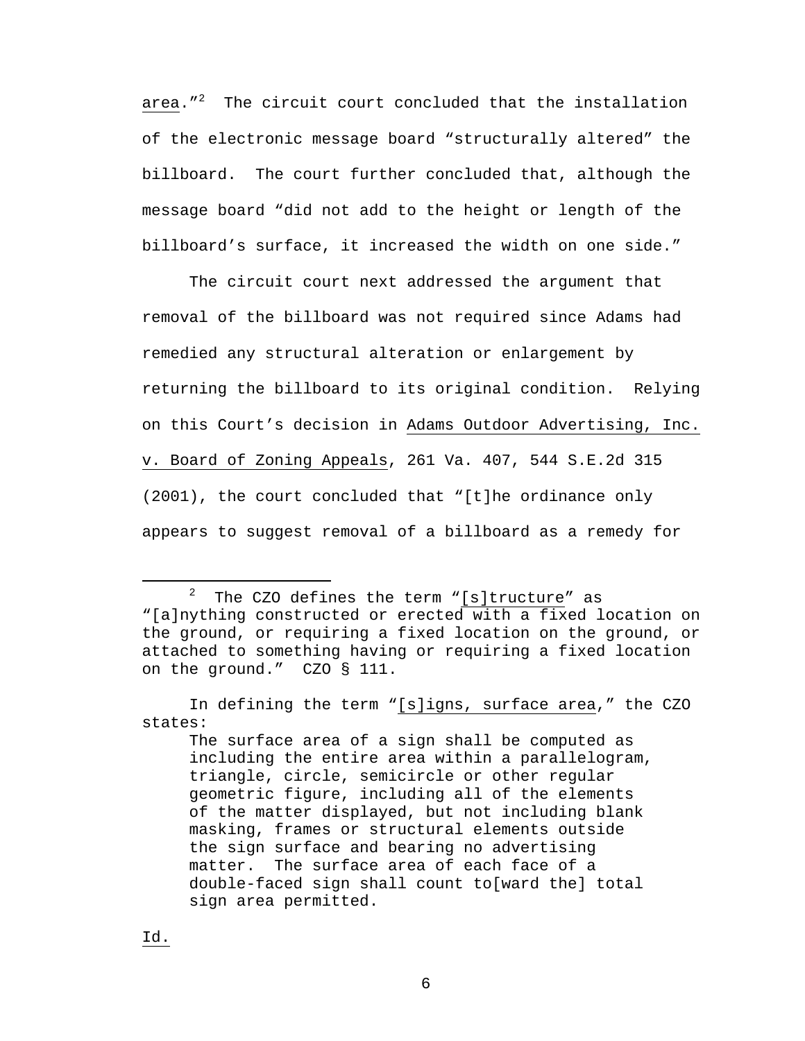area."[2] The circuit court concluded that the installation of the electronic message board "structurally altered" the billboard. The court further concluded that, although the message board "did not add to the height or length of the billboard's surface, it increased the width on one side."

The circuit court next addressed the argument that removal of the billboard was not required since Adams had remedied any structural alteration or enlargement by returning the billboard to its original condition. Relying on this Court's decision in Adams Outdoor Advertising, Inc. v. Board of Zoning Appeals, 261 Va. 407, 544 S.E.2d 315 (2001), the court concluded that "[t]he ordinance only appears to suggest removal of a billboard as a remedy for

---

[2] The CZO defines the term "[s]tructure" as "[a]nything constructed or erected with a fixed location on the ground, or requiring a fixed location on the ground, or attached to something having or requiring a fixed location on the ground." CZO § 111.

In defining the term "[s]igns, surface area," the CZO states:

> The surface area of a sign shall be computed as including the entire area within a parallelogram, triangle, circle, semicircle or other regular geometric figure, including all of the elements of the matter displayed, but not including blank masking, frames or structural elements outside the sign surface and bearing no advertising matter. The surface area of each face of a double-faced sign shall count to[ward the] total sign area permitted.

Id.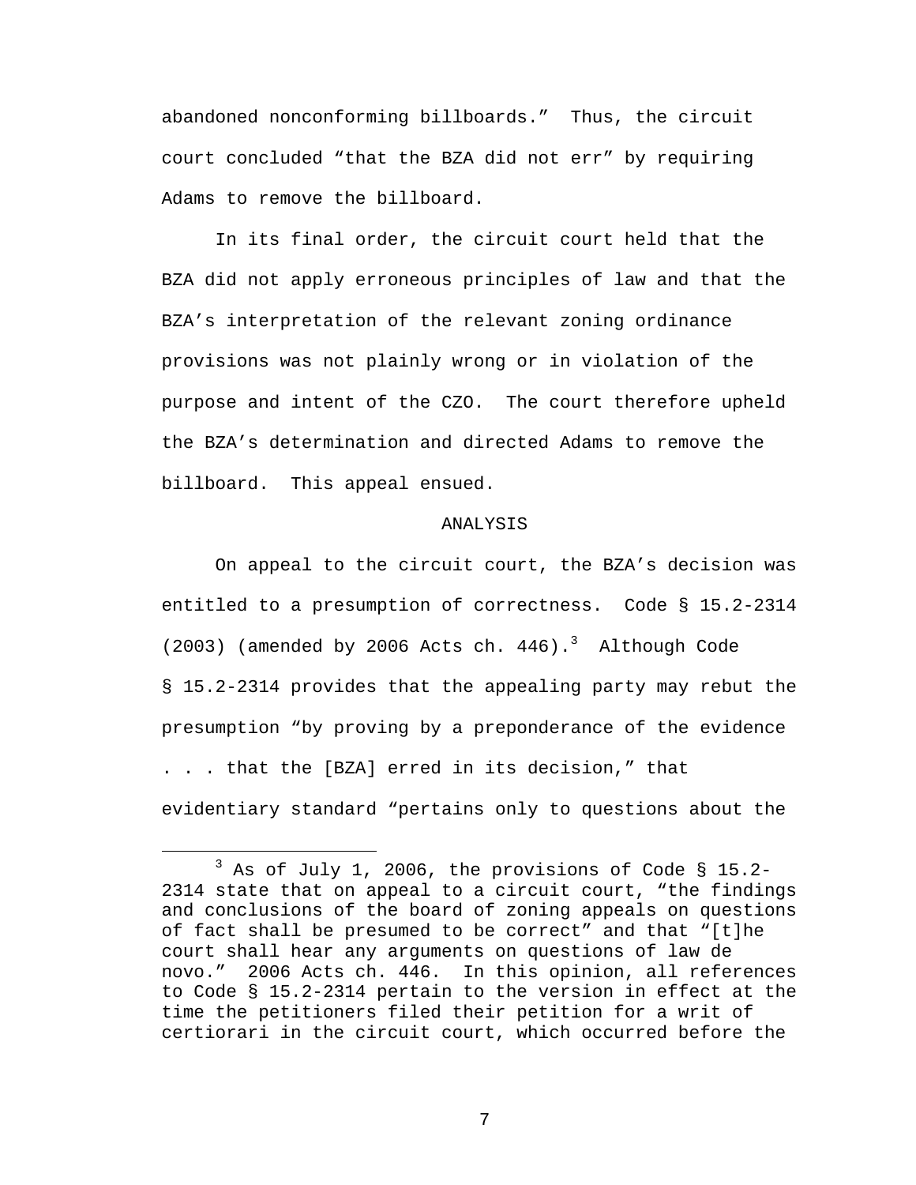abandoned nonconforming billboards." Thus, the circuit court concluded "that the BZA did not err" by requiring Adams to remove the billboard.

In its final order, the circuit court held that the BZA did not apply erroneous principles of law and that the BZA's interpretation of the relevant zoning ordinance provisions was not plainly wrong or in violation of the purpose and intent of the CZO. The court therefore upheld the BZA's determination and directed Adams to remove the billboard. This appeal ensued.

## ANALYSIS

On appeal to the circuit court, the BZA's decision was entitled to a presumption of correctness. Code § 15.2-2314 (2003) (amended by 2006 Acts ch. 446).[3] Although Code § 15.2-2314 provides that the appealing party may rebut the presumption "by proving by a preponderance of the evidence . . . that the [BZA] erred in its decision," that evidentiary standard "pertains only to questions about the

---

[3] As of July 1, 2006, the provisions of Code § 15.2-2314 state that on appeal to a circuit court, "the findings and conclusions of the board of zoning appeals on questions of fact shall be presumed to be correct" and that "[t]he court shall hear any arguments on questions of law de novo." 2006 Acts ch. 446. In this opinion, all references to Code § 15.2-2314 pertain to the version in effect at the time the petitioners filed their petition for a writ of certiorari in the circuit court, which occurred before the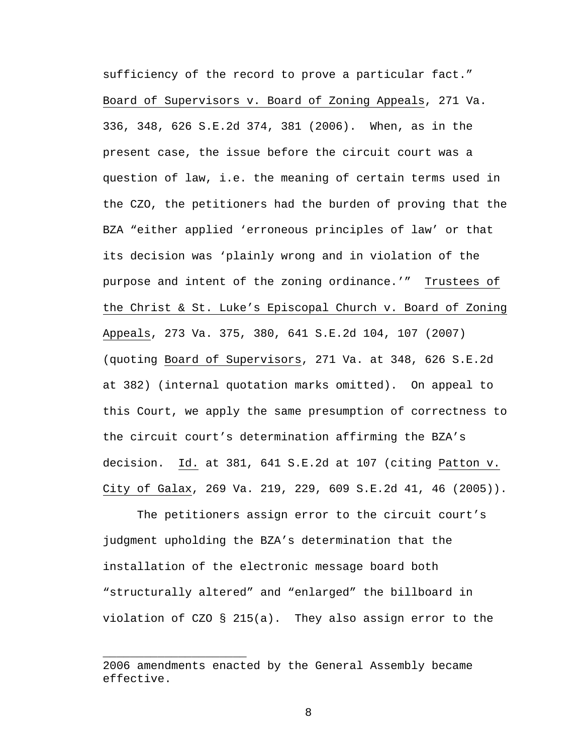sufficiency of the record to prove a particular fact." Board of Supervisors v. Board of Zoning Appeals, 271 Va. 336, 348, 626 S.E.2d 374, 381 (2006). When, as in the present case, the issue before the circuit court was a question of law, i.e. the meaning of certain terms used in the CZO, the petitioners had the burden of proving that the BZA "either applied 'erroneous principles of law' or that its decision was 'plainly wrong and in violation of the purpose and intent of the zoning ordinance.'" Trustees of the Christ & St. Luke's Episcopal Church v. Board of Zoning Appeals, 273 Va. 375, 380, 641 S.E.2d 104, 107 (2007) (quoting Board of Supervisors, 271 Va. at 348, 626 S.E.2d at 382) (internal quotation marks omitted). On appeal to this Court, we apply the same presumption of correctness to the circuit court's determination affirming the BZA's decision. Id. at 381, 641 S.E.2d at 107 (citing Patton v. City of Galax, 269 Va. 219, 229, 609 S.E.2d 41, 46 (2005)).

The petitioners assign error to the circuit court's judgment upholding the BZA's determination that the installation of the electronic message board both "structurally altered" and "enlarged" the billboard in violation of CZO § 215(a). They also assign error to the

---

2006 amendments enacted by the General Assembly became effective.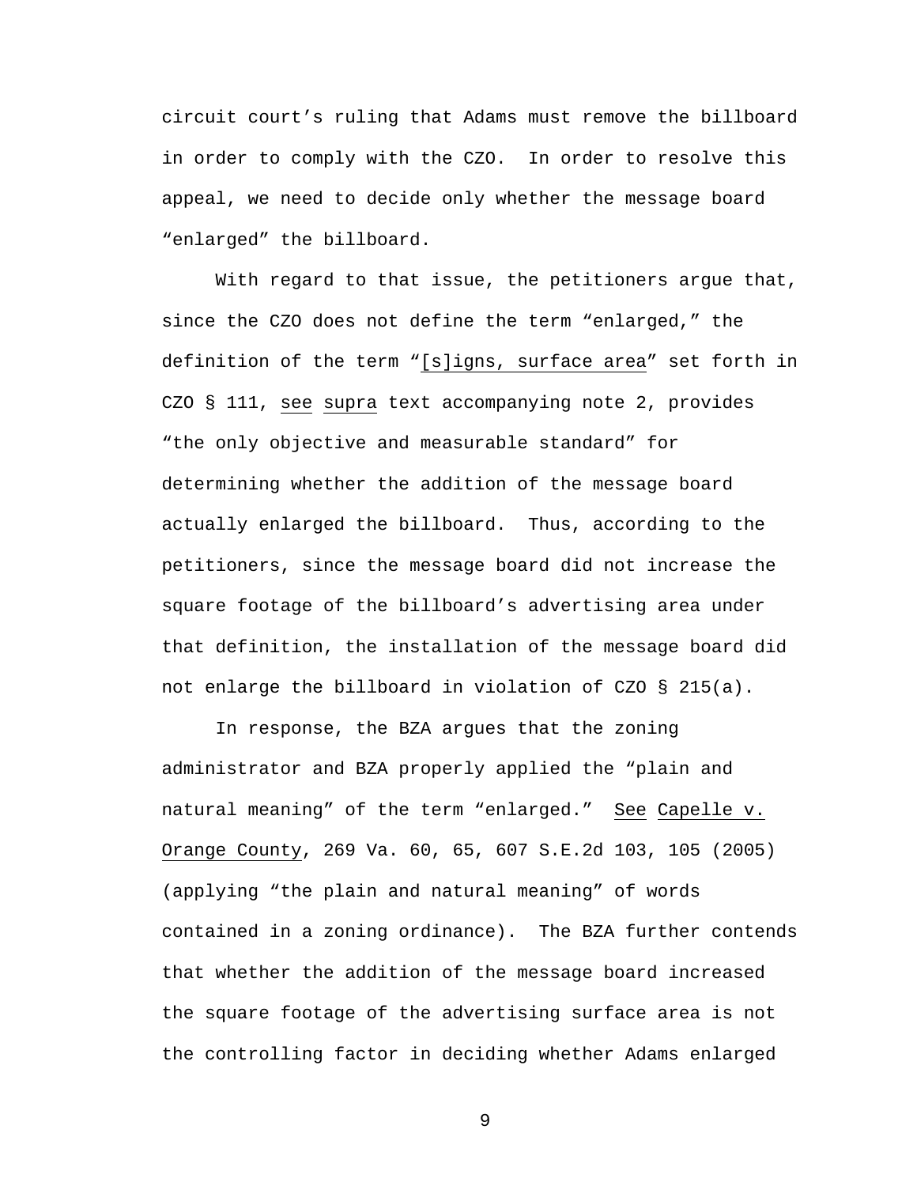circuit court's ruling that Adams must remove the billboard in order to comply with the CZO. In order to resolve this appeal, we need to decide only whether the message board "enlarged" the billboard.

With regard to that issue, the petitioners argue that, since the CZO does not define the term "enlarged," the definition of the term "[s]igns, surface area" set forth in CZO § 111, *see supra* text accompanying note 2, provides "the only objective and measurable standard" for determining whether the addition of the message board actually enlarged the billboard. Thus, according to the petitioners, since the message board did not increase the square footage of the billboard's advertising area under that definition, the installation of the message board did not enlarge the billboard in violation of CZO § 215(a).

In response, the BZA argues that the zoning administrator and BZA properly applied the "plain and natural meaning" of the term "enlarged." *See* *Capelle v. Orange County*, 269 Va. 60, 65, 607 S.E.2d 103, 105 (2005) (applying "the plain and natural meaning" of words contained in a zoning ordinance). The BZA further contends that whether the addition of the message board increased the square footage of the advertising surface area is not the controlling factor in deciding whether Adams enlarged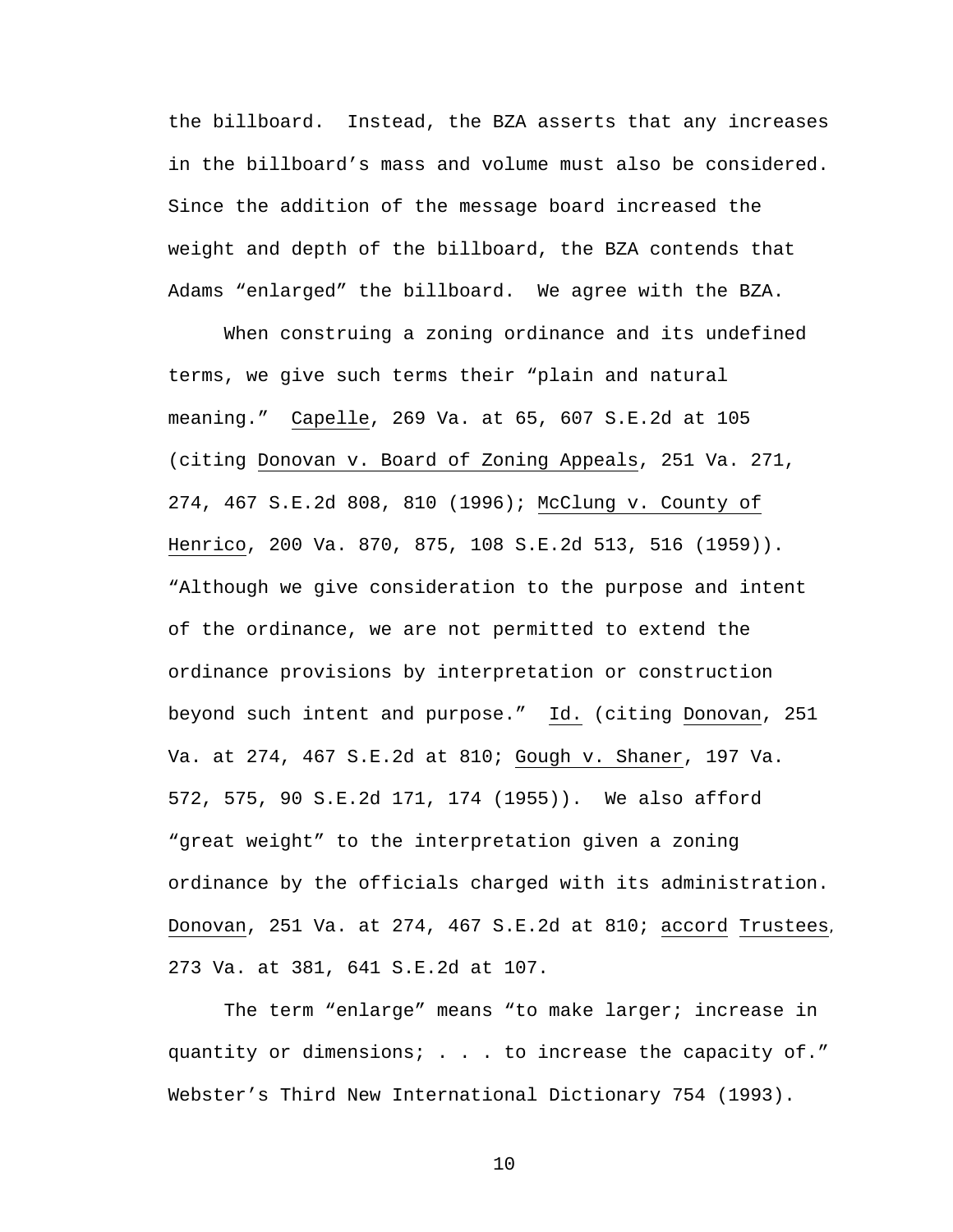the billboard. Instead, the BZA asserts that any increases in the billboard's mass and volume must also be considered. Since the addition of the message board increased the weight and depth of the billboard, the BZA contends that Adams "enlarged" the billboard. We agree with the BZA.

When construing a zoning ordinance and its undefined terms, we give such terms their "plain and natural meaning." Capelle, 269 Va. at 65, 607 S.E.2d at 105 (citing Donovan v. Board of Zoning Appeals, 251 Va. 271, 274, 467 S.E.2d 808, 810 (1996); McClung v. County of Henrico, 200 Va. 870, 875, 108 S.E.2d 513, 516 (1959)). "Although we give consideration to the purpose and intent of the ordinance, we are not permitted to extend the ordinance provisions by interpretation or construction beyond such intent and purpose." Id. (citing Donovan, 251 Va. at 274, 467 S.E.2d at 810; Gough v. Shaner, 197 Va. 572, 575, 90 S.E.2d 171, 174 (1955)). We also afford "great weight" to the interpretation given a zoning ordinance by the officials charged with its administration. Donovan, 251 Va. at 274, 467 S.E.2d at 810; accord Trustees, 273 Va. at 381, 641 S.E.2d at 107.

The term "enlarge" means "to make larger; increase in quantity or dimensions; . . . to increase the capacity of." Webster's Third New International Dictionary 754 (1993).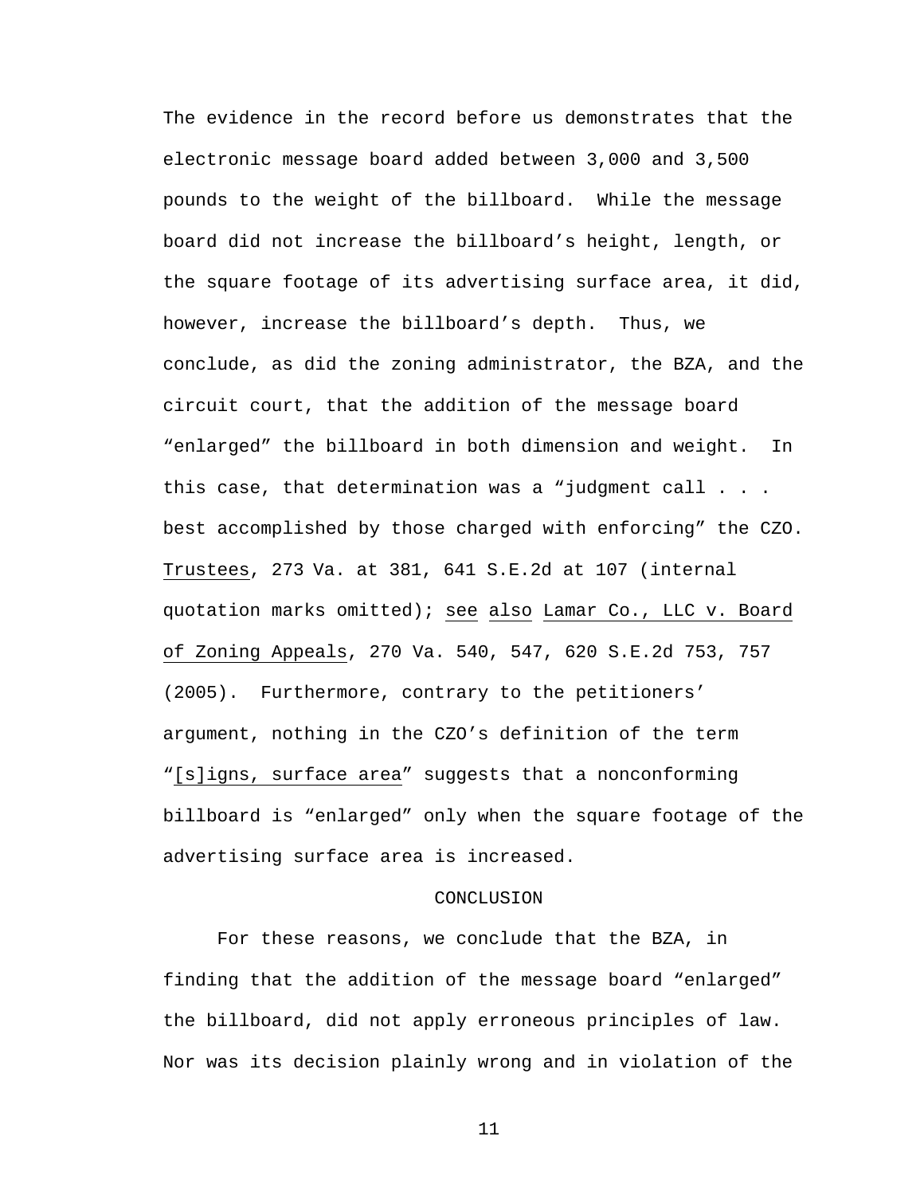The evidence in the record before us demonstrates that the electronic message board added between 3,000 and 3,500 pounds to the weight of the billboard. While the message board did not increase the billboard's height, length, or the square footage of its advertising surface area, it did, however, increase the billboard's depth. Thus, we conclude, as did the zoning administrator, the BZA, and the circuit court, that the addition of the message board "enlarged" the billboard in both dimension and weight. In this case, that determination was a "judgment call . . . best accomplished by those charged with enforcing" the CZO. Trustees, 273 Va. at 381, 641 S.E.2d at 107 (internal quotation marks omitted); see also Lamar Co., LLC v. Board of Zoning Appeals, 270 Va. 540, 547, 620 S.E.2d 753, 757 (2005). Furthermore, contrary to the petitioners' argument, nothing in the CZO's definition of the term "[s]igns, surface area" suggests that a nonconforming billboard is "enlarged" only when the square footage of the advertising surface area is increased.

## CONCLUSION

For these reasons, we conclude that the BZA, in finding that the addition of the message board "enlarged" the billboard, did not apply erroneous principles of law. Nor was its decision plainly wrong and in violation of the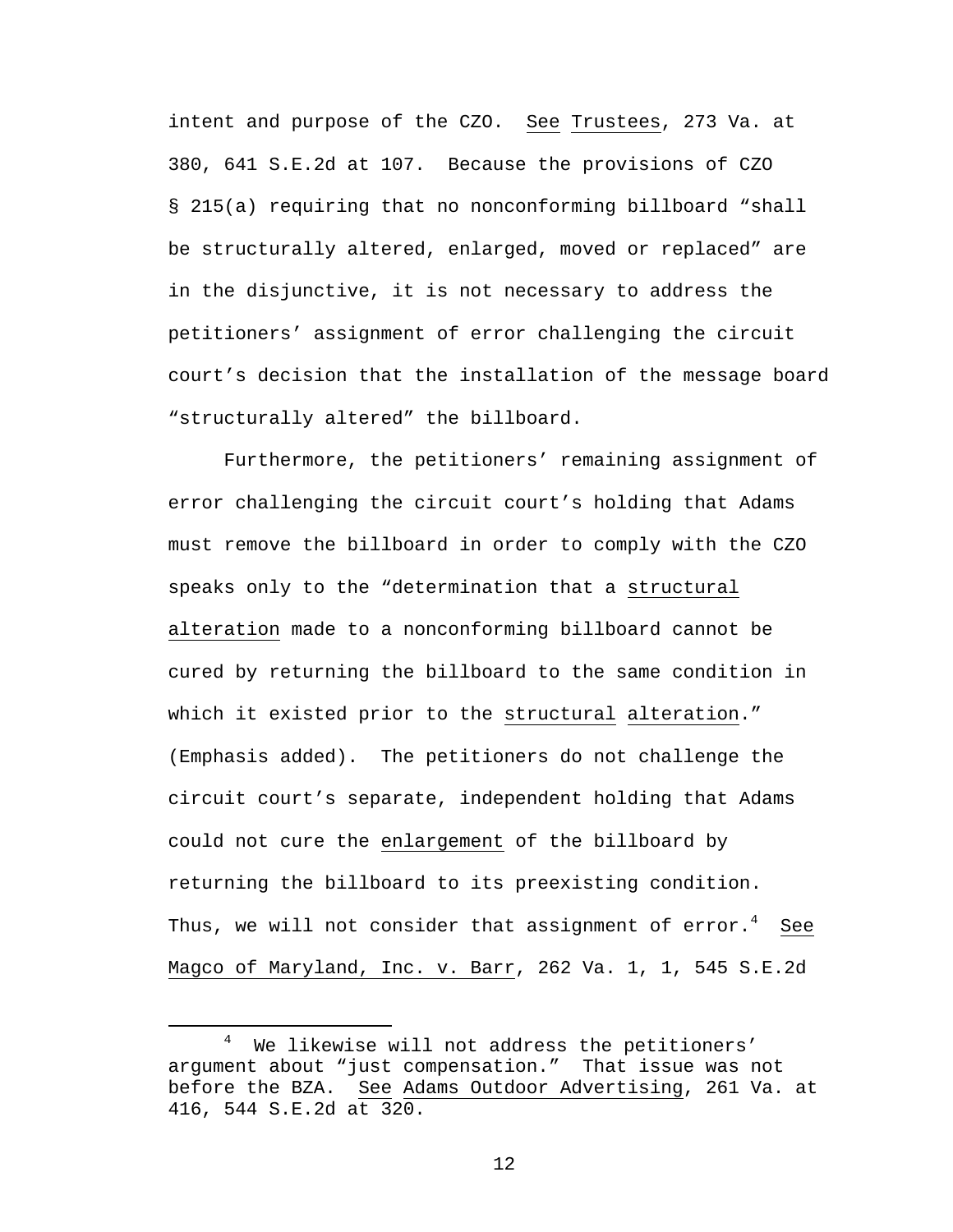intent and purpose of the CZO. See Trustees, 273 Va. at 380, 641 S.E.2d at 107. Because the provisions of CZO § 215(a) requiring that no nonconforming billboard "shall be structurally altered, enlarged, moved or replaced" are in the disjunctive, it is not necessary to address the petitioners' assignment of error challenging the circuit court's decision that the installation of the message board "structurally altered" the billboard.

Furthermore, the petitioners' remaining assignment of error challenging the circuit court's holding that Adams must remove the billboard in order to comply with the CZO speaks only to the "determination that a structural alteration made to a nonconforming billboard cannot be cured by returning the billboard to the same condition in which it existed prior to the structural alteration." (Emphasis added). The petitioners do not challenge the circuit court's separate, independent holding that Adams could not cure the enlargement of the billboard by returning the billboard to its preexisting condition. Thus, we will not consider that assignment of error.[4] See Magco of Maryland, Inc. v. Barr, 262 Va. 1, 1, 545 S.E.2d

---

[4] We likewise will not address the petitioners' argument about "just compensation." That issue was not before the BZA. See Adams Outdoor Advertising, 261 Va. at 416, 544 S.E.2d at 320.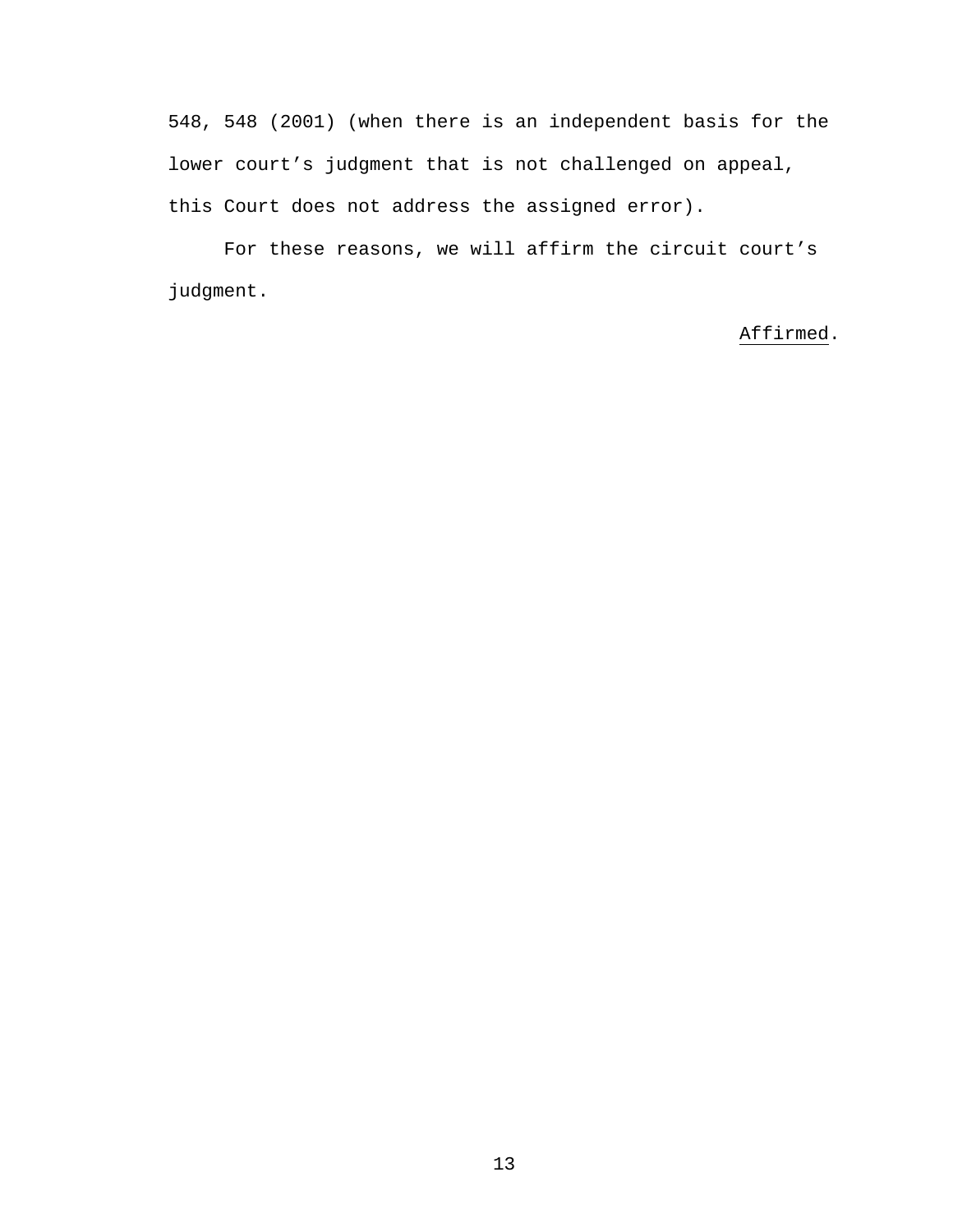548, 548 (2001) (when there is an independent basis for the lower court's judgment that is not challenged on appeal, this Court does not address the assigned error).

For these reasons, we will affirm the circuit court's judgment.

<u>Affirmed</u>.